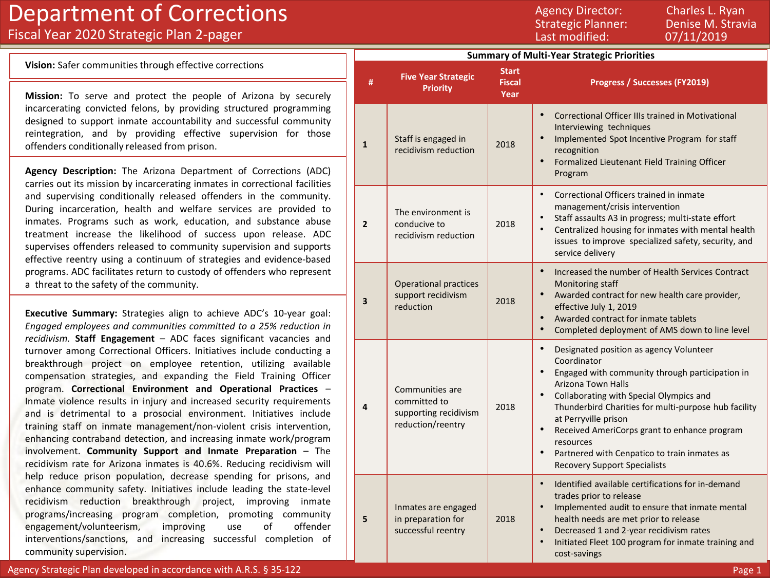# Department of Corrections

## Fiscal Year 2020 Strategic Plan 2-pager

Agency Director: Charles L. Ryan
Strategic Planner: Denise M. Stravia
Last modified: 07/11/2019

**Vision:** Safer communities through effective corrections

**Mission:** To serve and protect the people of Arizona by securely incarcerating convicted felons, by providing structured programming designed to support inmate accountability and successful community reintegration, and by providing effective supervision for those offenders conditionally released from prison.

**Agency Description:** The Arizona Department of Corrections (ADC) carries out its mission by incarcerating inmates in correctional facilities and supervising conditionally released offenders in the community. During incarceration, health and welfare services are provided to inmates. Programs such as work, education, and substance abuse treatment increase the likelihood of success upon release. ADC supervises offenders released to community supervision and supports effective reentry using a continuum of strategies and evidence-based programs. ADC facilitates return to custody of offenders who represent a threat to the safety of the community.

**Executive Summary:** Strategies align to achieve ADC's 10-year goal: *Engaged employees and communities committed to a 25% reduction in recidivism.* **Staff Engagement** – ADC faces significant vacancies and turnover among Correctional Officers. Initiatives include conducting a breakthrough project on employee retention, utilizing available compensation strategies, and expanding the Field Training Officer program. **Correctional Environment and Operational Practices** – Inmate violence results in injury and increased security requirements and is detrimental to a prosocial environment. Initiatives include training staff on inmate management/non-violent crisis intervention, enhancing contraband detection, and increasing inmate work/program involvement. **Community Support and Inmate Preparation** – The recidivism rate for Arizona inmates is 40.6%. Reducing recidivism will help reduce prison population, decrease spending for prisons, and enhance community safety. Initiatives include leading the state-level recidivism reduction breakthrough project, improving inmate programs/increasing program completion, promoting community engagement/volunteerism, improving use of offender interventions/sanctions, and increasing successful completion of community supervision.

### Summary of Multi-Year Strategic Priorities

| # | Five Year Strategic Priority | Start Fiscal Year | Progress / Successes (FY2019) |
|---|---|---|---|
| 1 | Staff is engaged in recidivism reduction | 2018 | • Correctional Officer IIIs trained in Motivational Interviewing techniques<br>• Implemented Spot Incentive Program for staff recognition<br>• Formalized Lieutenant Field Training Officer Program |
| 2 | The environment is conducive to recidivism reduction | 2018 | • Correctional Officers trained in inmate management/crisis intervention<br>• Staff assaults A3 in progress; multi-state effort<br>• Centralized housing for inmates with mental health issues to improve specialized safety, security, and service delivery |
| 3 | Operational practices support recidivism reduction | 2018 | • Increased the number of Health Services Contract Monitoring staff<br>• Awarded contract for new health care provider, effective July 1, 2019<br>• Awarded contract for inmate tablets<br>• Completed deployment of AMS down to line level |
| 4 | Communities are committed to supporting recidivism reduction/reentry | 2018 | • Designated position as agency Volunteer Coordinator<br>• Engaged with community through participation in Arizona Town Halls<br>• Collaborating with Special Olympics and Thunderbird Charities for multi-purpose hub facility at Perryville prison<br>• Received AmeriCorps grant to enhance program resources<br>• Partnered with Cenpatico to train inmates as Recovery Support Specialists |
| 5 | Inmates are engaged in preparation for successful reentry | 2018 | • Identified available certifications for in-demand trades prior to release<br>• Implemented audit to ensure that inmate mental health needs are met prior to release<br>• Decreased 1 and 2-year recidivism rates<br>• Initiated Fleet 100 program for inmate training and cost-savings |

Agency Strategic Plan developed in accordance with A.R.S. § 35-122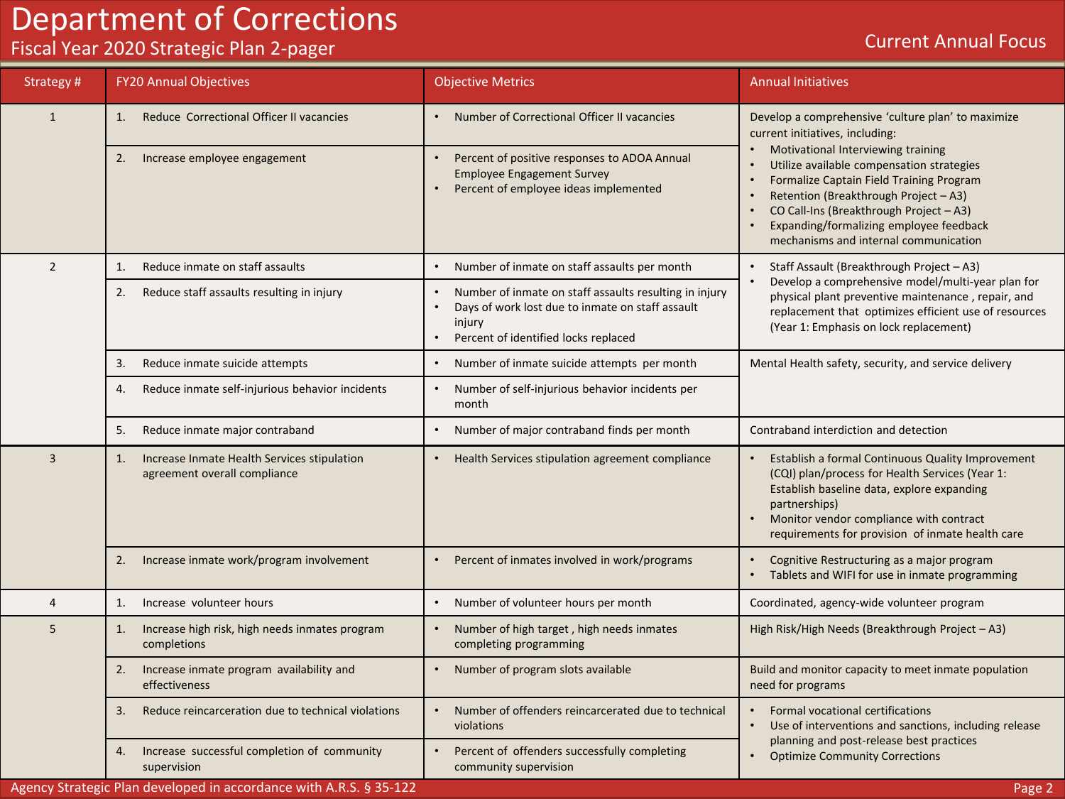# Department of Corrections

## Fiscal Year 2020 Strategic Plan 2-pager

Current Annual Focus

| Strategy # | FY20 Annual Objectives | Objective Metrics | Annual Initiatives |
|---|---|---|---|
| 1 | 1. Reduce Correctional Officer II vacancies | • Number of Correctional Officer II vacancies | Develop a comprehensive 'culture plan' to maximize current initiatives, including: • Motivational Interviewing training • Utilize available compensation strategies • Formalize Captain Field Training Program • Retention (Breakthrough Project – A3) • CO Call-Ins (Breakthrough Project – A3) • Expanding/formalizing employee feedback mechanisms and internal communication |
| | 2. Increase employee engagement | • Percent of positive responses to ADOA Annual Employee Engagement Survey • Percent of employee ideas implemented | |
| 2 | 1. Reduce inmate on staff assaults | • Number of inmate on staff assaults per month | • Staff Assault (Breakthrough Project – A3) • Develop a comprehensive model/multi-year plan for physical plant preventive maintenance , repair, and replacement that optimizes efficient use of resources (Year 1: Emphasis on lock replacement) |
| | 2. Reduce staff assaults resulting in injury | • Number of inmate on staff assaults resulting in injury • Days of work lost due to inmate on staff assault injury • Percent of identified locks replaced | |
| | 3. Reduce inmate suicide attempts | • Number of inmate suicide attempts per month | Mental Health safety, security, and service delivery |
| | 4. Reduce inmate self-injurious behavior incidents | • Number of self-injurious behavior incidents per month | |
| | 5. Reduce inmate major contraband | • Number of major contraband finds per month | Contraband interdiction and detection |
| 3 | 1. Increase Inmate Health Services stipulation agreement overall compliance | • Health Services stipulation agreement compliance | • Establish a formal Continuous Quality Improvement (CQI) plan/process for Health Services (Year 1: Establish baseline data, explore expanding partnerships) • Monitor vendor compliance with contract requirements for provision of inmate health care |
| | 2. Increase inmate work/program involvement | • Percent of inmates involved in work/programs | • Cognitive Restructuring as a major program • Tablets and WIFI for use in inmate programming |
| 4 | 1. Increase volunteer hours | • Number of volunteer hours per month | Coordinated, agency-wide volunteer program |
| 5 | 1. Increase high risk, high needs inmates program completions | • Number of high target , high needs inmates completing programming | High Risk/High Needs (Breakthrough Project – A3) |
| | 2. Increase inmate program availability and effectiveness | • Number of program slots available | Build and monitor capacity to meet inmate population need for programs |
| | 3. Reduce reincarceration due to technical violations | • Number of offenders reincarcerated due to technical violations | • Formal vocational certifications • Use of interventions and sanctions, including release planning and post-release best practices • Optimize Community Corrections |
| | 4. Increase successful completion of community supervision | • Percent of offenders successfully completing community supervision | |

Agency Strategic Plan developed in accordance with A.R.S. § 35-122